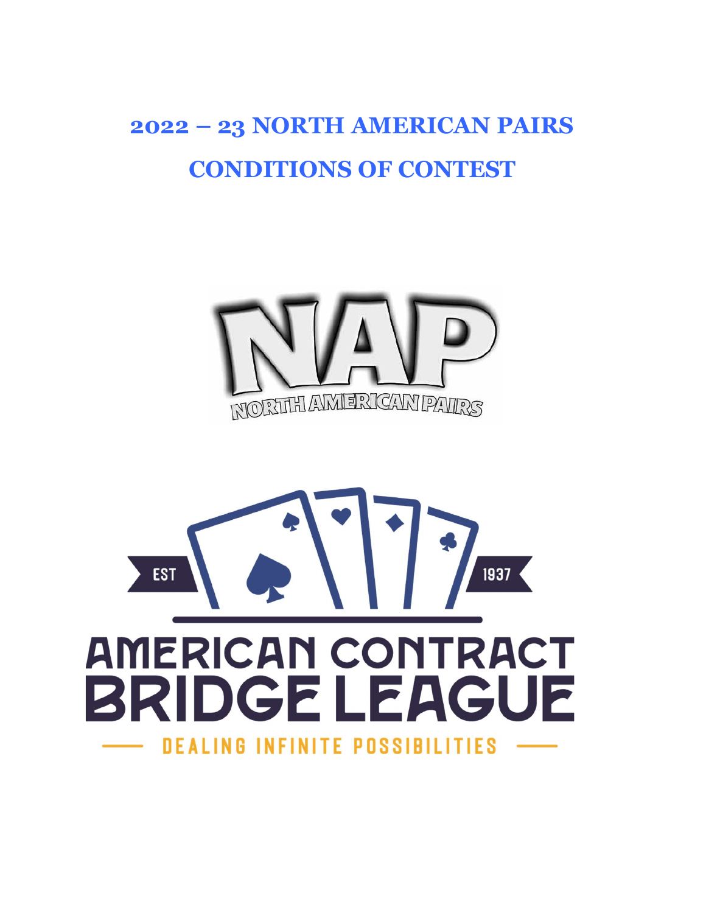# 2022 – 23 NORTH AMERICAN PAIRS

# CONDITIONS OF CONTEST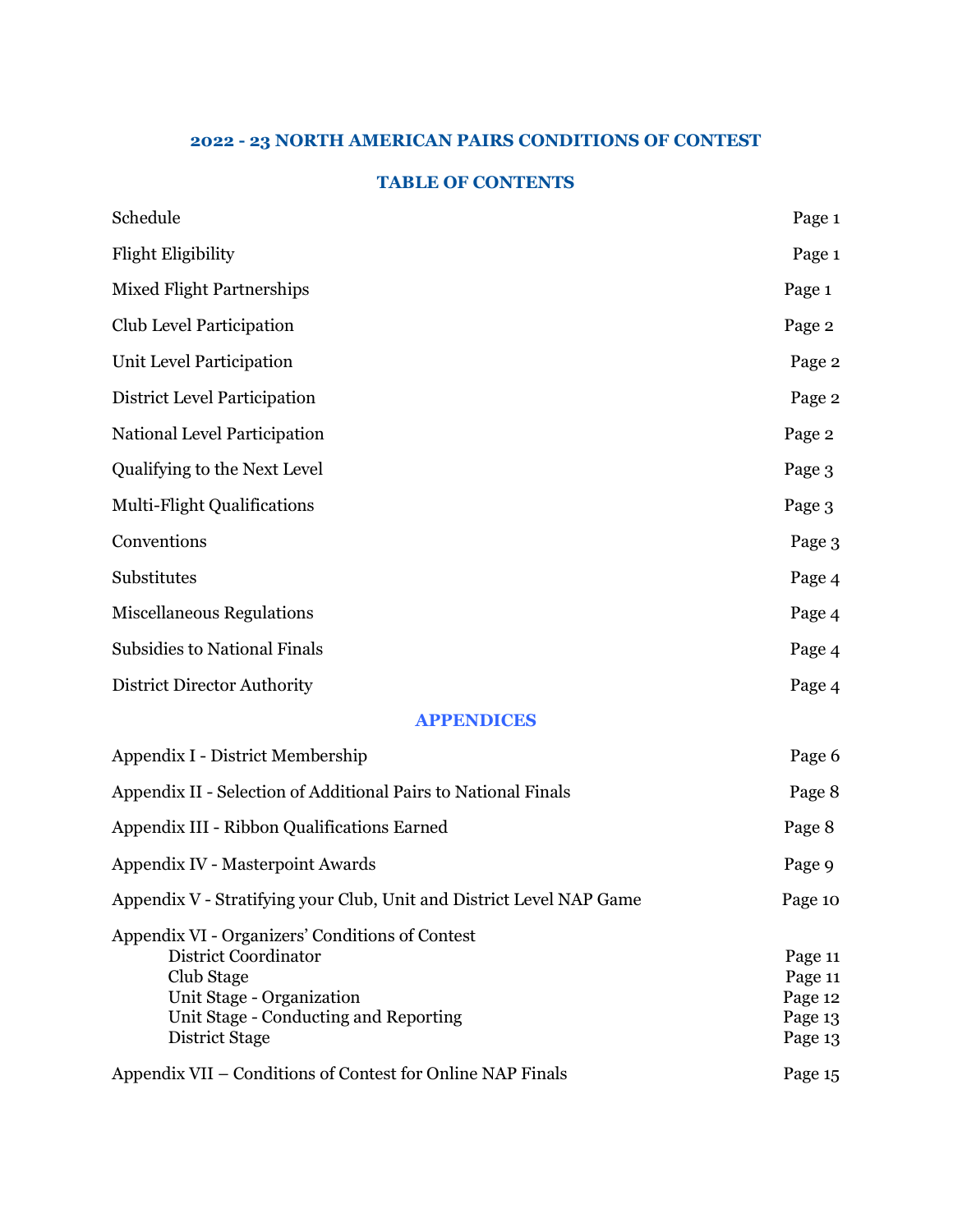# 2022 - 23 NORTH AMERICAN PAIRS CONDITIONS OF CONTEST

## TABLE OF CONTENTS

| | |
|---|---|
| Schedule | Page 1 |
| Flight Eligibility | Page 1 |
| Mixed Flight Partnerships | Page 1 |
| Club Level Participation | Page 2 |
| Unit Level Participation | Page 2 |
| District Level Participation | Page 2 |
| National Level Participation | Page 2 |
| Qualifying to the Next Level | Page 3 |
| Multi-Flight Qualifications | Page 3 |
| Conventions | Page 3 |
| Substitutes | Page 4 |
| Miscellaneous Regulations | Page 4 |
| Subsidies to National Finals | Page 4 |
| District Director Authority | Page 4 |

## APPENDICES

| | |
|---|---|
| Appendix I - District Membership | Page 6 |
| Appendix II - Selection of Additional Pairs to National Finals | Page 8 |
| Appendix III - Ribbon Qualifications Earned | Page 8 |
| Appendix IV - Masterpoint Awards | Page 9 |
| Appendix V - Stratifying your Club, Unit and District Level NAP Game | Page 10 |
| Appendix VI - Organizers' Conditions of Contest | |
| District Coordinator | Page 11 |
| Club Stage | Page 11 |
| Unit Stage - Organization | Page 12 |
| Unit Stage - Conducting and Reporting | Page 13 |
| District Stage | Page 13 |
| Appendix VII – Conditions of Contest for Online NAP Finals | Page 15 |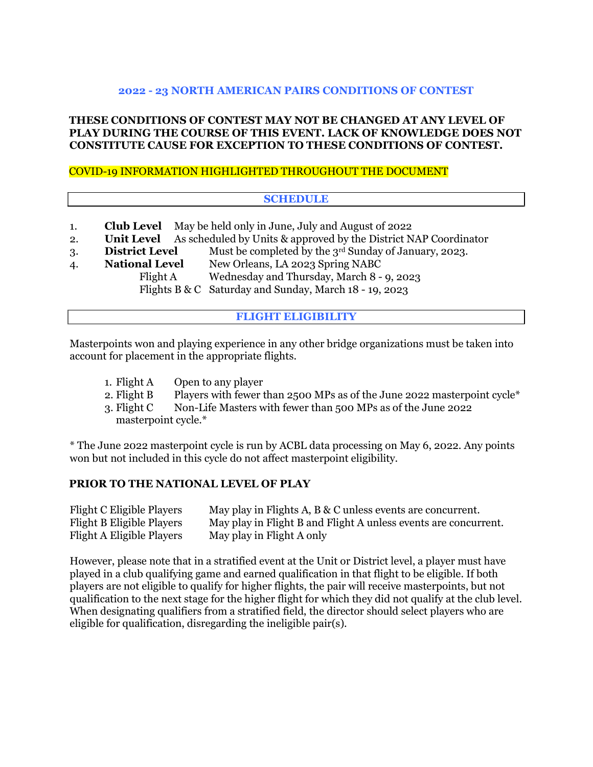## 2022 - 23 NORTH AMERICAN PAIRS CONDITIONS OF CONTEST

**THESE CONDITIONS OF CONTEST MAY NOT BE CHANGED AT ANY LEVEL OF PLAY DURING THE COURSE OF THIS EVENT. LACK OF KNOWLEDGE DOES NOT CONSTITUTE CAUSE FOR EXCEPTION TO THESE CONDITIONS OF CONTEST.**

COVID-19 INFORMATION HIGHLIGHTED THROUGHOUT THE DOCUMENT

### SCHEDULE

1. **Club Level** May be held only in June, July and August of 2022
2. **Unit Level** As scheduled by Units & approved by the District NAP Coordinator
3. **District Level** Must be completed by the 3rd Sunday of January, 2023.
4. **National Level** New Orleans, LA 2023 Spring NABC
   - Flight A Wednesday and Thursday, March 8 - 9, 2023
   - Flights B & C Saturday and Sunday, March 18 - 19, 2023

### FLIGHT ELIGIBILITY

Masterpoints won and playing experience in any other bridge organizations must be taken into account for placement in the appropriate flights.

1. Flight A Open to any player
2. Flight B Players with fewer than 2500 MPs as of the June 2022 masterpoint cycle*
3. Flight C Non-Life Masters with fewer than 500 MPs as of the June 2022 masterpoint cycle.*

* The June 2022 masterpoint cycle is run by ACBL data processing on May 6, 2022. Any points won but not included in this cycle do not affect masterpoint eligibility.

**PRIOR TO THE NATIONAL LEVEL OF PLAY**

| | |
|---|---|
| Flight C Eligible Players | May play in Flights A, B & C unless events are concurrent. |
| Flight B Eligible Players | May play in Flight B and Flight A unless events are concurrent. |
| Flight A Eligible Players | May play in Flight A only |

However, please note that in a stratified event at the Unit or District level, a player must have played in a club qualifying game and earned qualification in that flight to be eligible. If both players are not eligible to qualify for higher flights, the pair will receive masterpoints, but not qualification to the next stage for the higher flight for which they did not qualify at the club level. When designating qualifiers from a stratified field, the director should select players who are eligible for qualification, disregarding the ineligible pair(s).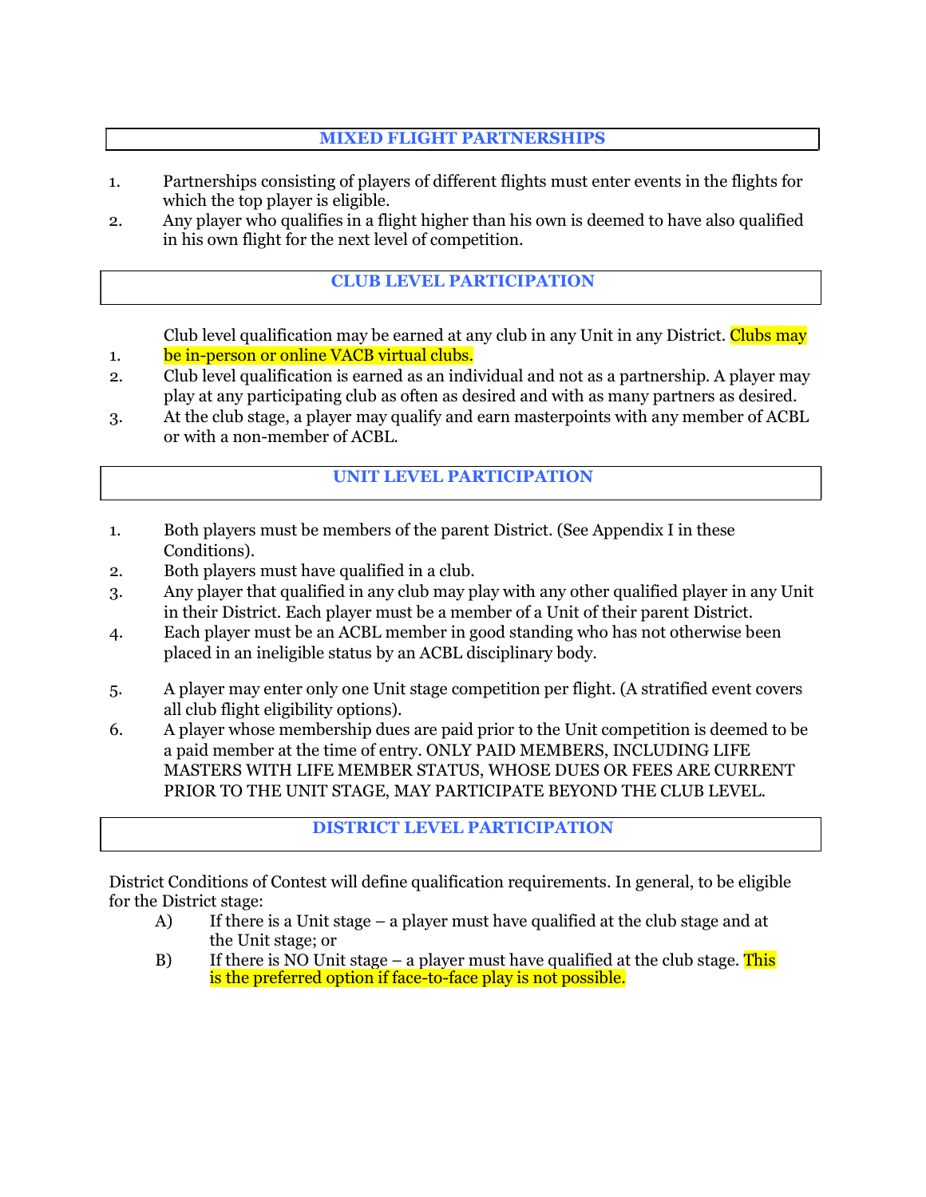## MIXED FLIGHT PARTNERSHIPS

1. Partnerships consisting of players of different flights must enter events in the flights for which the top player is eligible.
2. Any player who qualifies in a flight higher than his own is deemed to have also qualified in his own flight for the next level of competition.

## CLUB LEVEL PARTICIPATION

1. Club level qualification may be earned at any club in any Unit in any District. Clubs may be in-person or online VACB virtual clubs.
2. Club level qualification is earned as an individual and not as a partnership. A player may play at any participating club as often as desired and with as many partners as desired.
3. At the club stage, a player may qualify and earn masterpoints with any member of ACBL or with a non-member of ACBL.

## UNIT LEVEL PARTICIPATION

1. Both players must be members of the parent District. (See Appendix I in these Conditions).
2. Both players must have qualified in a club.
3. Any player that qualified in any club may play with any other qualified player in any Unit in their District. Each player must be a member of a Unit of their parent District.
4. Each player must be an ACBL member in good standing who has not otherwise been placed in an ineligible status by an ACBL disciplinary body.
5. A player may enter only one Unit stage competition per flight. (A stratified event covers all club flight eligibility options).
6. A player whose membership dues are paid prior to the Unit competition is deemed to be a paid member at the time of entry. ONLY PAID MEMBERS, INCLUDING LIFE MASTERS WITH LIFE MEMBER STATUS, WHOSE DUES OR FEES ARE CURRENT PRIOR TO THE UNIT STAGE, MAY PARTICIPATE BEYOND THE CLUB LEVEL.

## DISTRICT LEVEL PARTICIPATION

District Conditions of Contest will define qualification requirements. In general, to be eligible for the District stage:

A) If there is a Unit stage – a player must have qualified at the club stage and at the Unit stage; or

B) If there is NO Unit stage – a player must have qualified at the club stage. This is the preferred option if face-to-face play is not possible.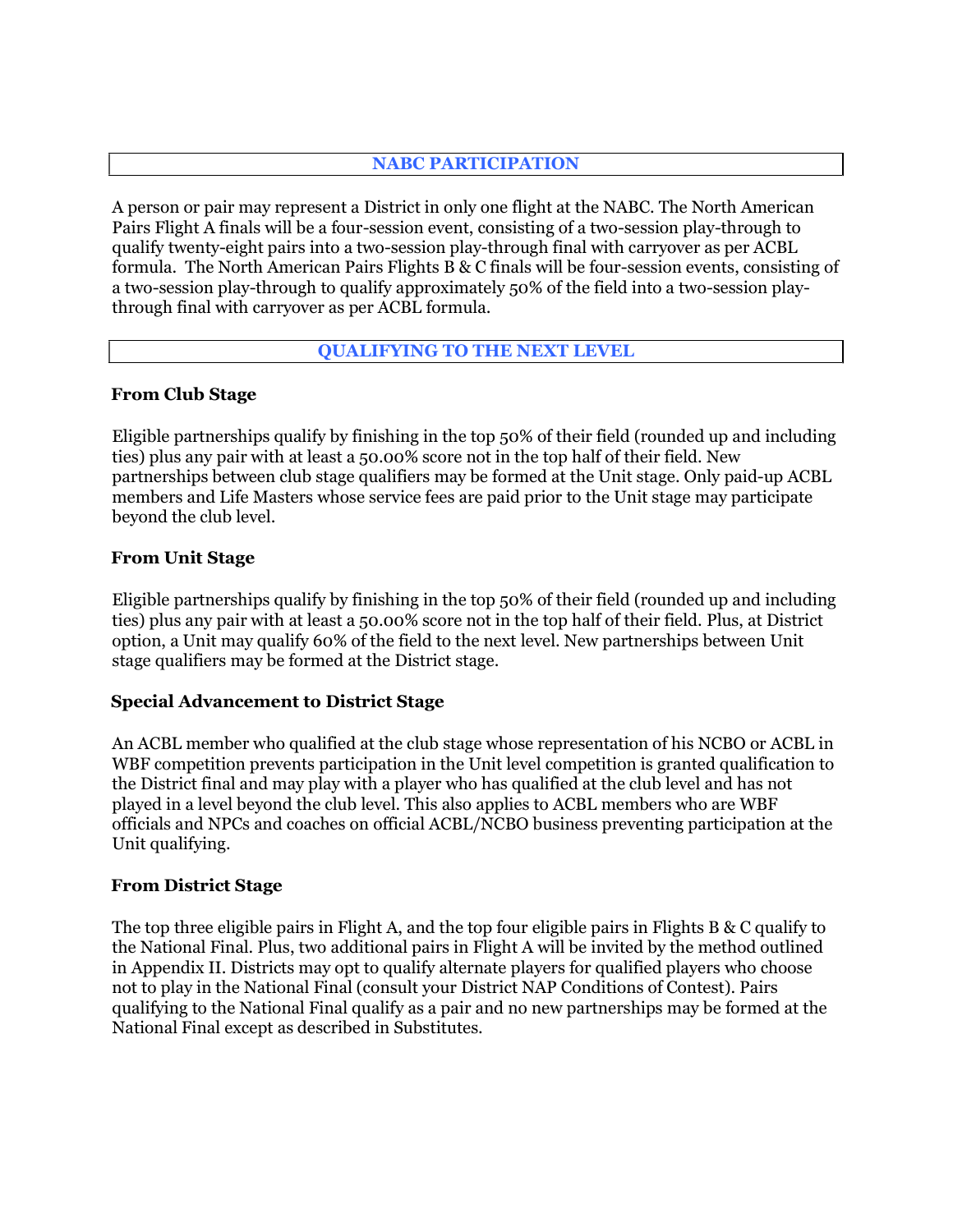## NABC PARTICIPATION

A person or pair may represent a District in only one flight at the NABC. The North American Pairs Flight A finals will be a four-session event, consisting of a two-session play-through to qualify twenty-eight pairs into a two-session play-through final with carryover as per ACBL formula. The North American Pairs Flights B & C finals will be four-session events, consisting of a two-session play-through to qualify approximately 50% of the field into a two-session play-through final with carryover as per ACBL formula.

## QUALIFYING TO THE NEXT LEVEL

### From Club Stage

Eligible partnerships qualify by finishing in the top 50% of their field (rounded up and including ties) plus any pair with at least a 50.00% score not in the top half of their field. New partnerships between club stage qualifiers may be formed at the Unit stage. Only paid-up ACBL members and Life Masters whose service fees are paid prior to the Unit stage may participate beyond the club level.

### From Unit Stage

Eligible partnerships qualify by finishing in the top 50% of their field (rounded up and including ties) plus any pair with at least a 50.00% score not in the top half of their field. Plus, at District option, a Unit may qualify 60% of the field to the next level. New partnerships between Unit stage qualifiers may be formed at the District stage.

### Special Advancement to District Stage

An ACBL member who qualified at the club stage whose representation of his NCBO or ACBL in WBF competition prevents participation in the Unit level competition is granted qualification to the District final and may play with a player who has qualified at the club level and has not played in a level beyond the club level. This also applies to ACBL members who are WBF officials and NPCs and coaches on official ACBL/NCBO business preventing participation at the Unit qualifying.

### From District Stage

The top three eligible pairs in Flight A, and the top four eligible pairs in Flights B & C qualify to the National Final. Plus, two additional pairs in Flight A will be invited by the method outlined in Appendix II. Districts may opt to qualify alternate players for qualified players who choose not to play in the National Final (consult your District NAP Conditions of Contest). Pairs qualifying to the National Final qualify as a pair and no new partnerships may be formed at the National Final except as described in Substitutes.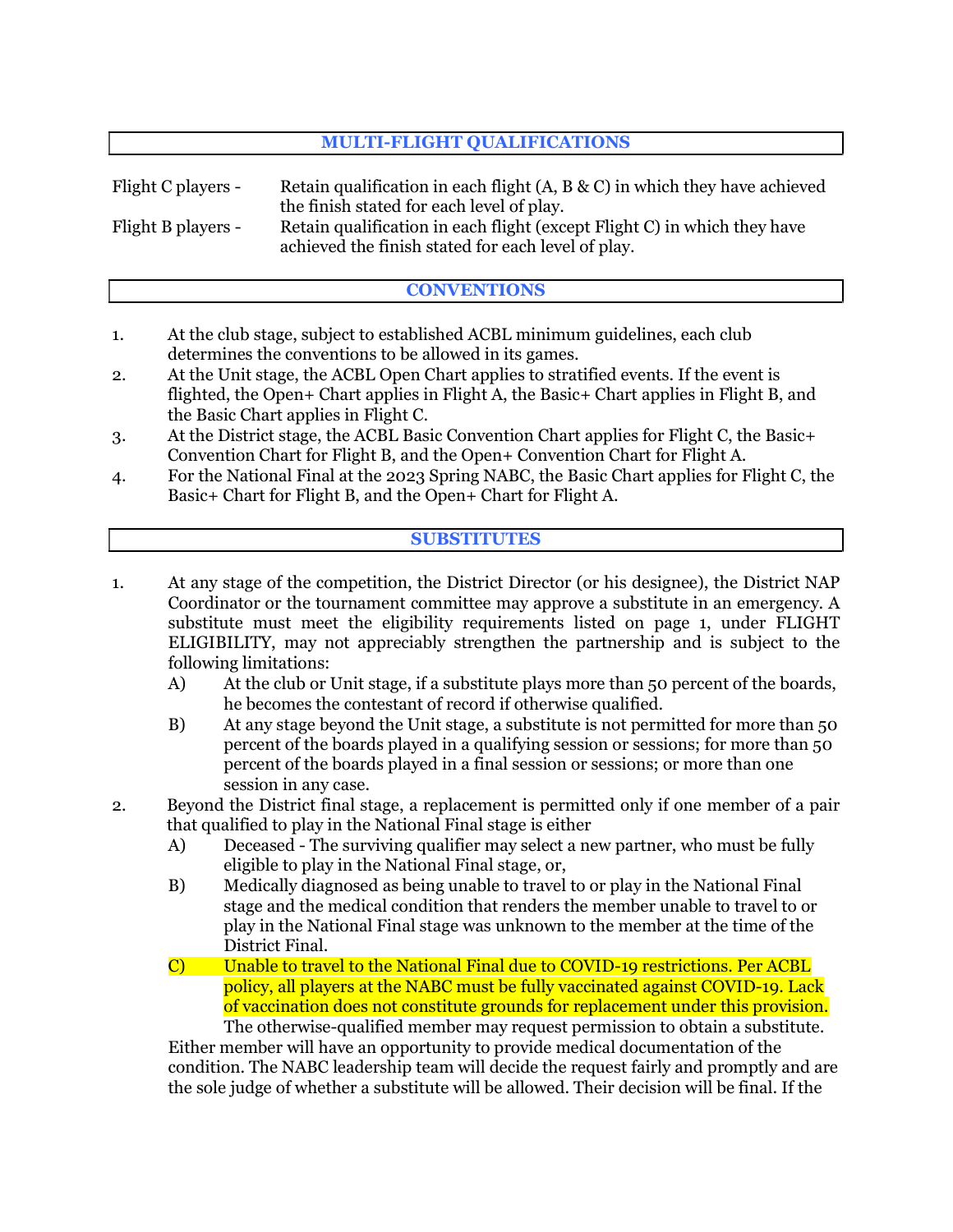## MULTI-FLIGHT QUALIFICATIONS

| | |
|---|---|
| Flight C players - | Retain qualification in each flight (A, B & C) in which they have achieved the finish stated for each level of play. |
| Flight B players - | Retain qualification in each flight (except Flight C) in which they have achieved the finish stated for each level of play. |

## CONVENTIONS

1. At the club stage, subject to established ACBL minimum guidelines, each club determines the conventions to be allowed in its games.
2. At the Unit stage, the ACBL Open Chart applies to stratified events. If the event is flighted, the Open+ Chart applies in Flight A, the Basic+ Chart applies in Flight B, and the Basic Chart applies in Flight C.
3. At the District stage, the ACBL Basic Convention Chart applies for Flight C, the Basic+ Convention Chart for Flight B, and the Open+ Convention Chart for Flight A.
4. For the National Final at the 2023 Spring NABC, the Basic Chart applies for Flight C, the Basic+ Chart for Flight B, and the Open+ Chart for Flight A.

## SUBSTITUTES

1. At any stage of the competition, the District Director (or his designee), the District NAP Coordinator or the tournament committee may approve a substitute in an emergency. A substitute must meet the eligibility requirements listed on page 1, under FLIGHT ELIGIBILITY, may not appreciably strengthen the partnership and is subject to the following limitations:
   A) At the club or Unit stage, if a substitute plays more than 50 percent of the boards, he becomes the contestant of record if otherwise qualified.
   B) At any stage beyond the Unit stage, a substitute is not permitted for more than 50 percent of the boards played in a qualifying session or sessions; for more than 50 percent of the boards played in a final session or sessions; or more than one session in any case.
2. Beyond the District final stage, a replacement is permitted only if one member of a pair that qualified to play in the National Final stage is either
   A) Deceased - The surviving qualifier may select a new partner, who must be fully eligible to play in the National Final stage, or,
   B) Medically diagnosed as being unable to travel to or play in the National Final stage and the medical condition that renders the member unable to travel to or play in the National Final stage was unknown to the member at the time of the District Final.
   C) Unable to travel to the National Final due to COVID-19 restrictions. Per ACBL policy, all players at the NABC must be fully vaccinated against COVID-19. Lack of vaccination does not constitute grounds for replacement under this provision.

   The otherwise-qualified member may request permission to obtain a substitute. Either member will have an opportunity to provide medical documentation of the condition. The NABC leadership team will decide the request fairly and promptly and are the sole judge of whether a substitute will be allowed. Their decision will be final. If the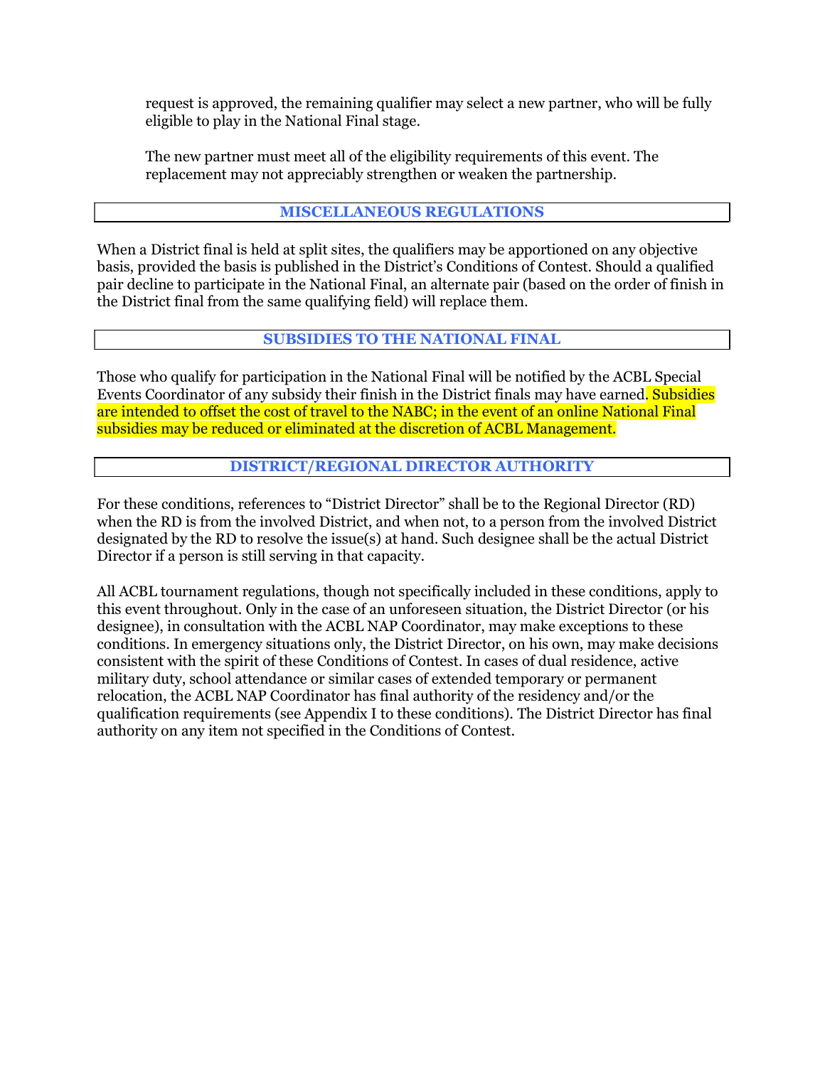request is approved, the remaining qualifier may select a new partner, who will be fully eligible to play in the National Final stage.

The new partner must meet all of the eligibility requirements of this event. The replacement may not appreciably strengthen or weaken the partnership.

## MISCELLANEOUS REGULATIONS

When a District final is held at split sites, the qualifiers may be apportioned on any objective basis, provided the basis is published in the District's Conditions of Contest. Should a qualified pair decline to participate in the National Final, an alternate pair (based on the order of finish in the District final from the same qualifying field) will replace them.

## SUBSIDIES TO THE NATIONAL FINAL

Those who qualify for participation in the National Final will be notified by the ACBL Special Events Coordinator of any subsidy their finish in the District finals may have earned. Subsidies are intended to offset the cost of travel to the NABC; in the event of an online National Final subsidies may be reduced or eliminated at the discretion of ACBL Management.

## DISTRICT/REGIONAL DIRECTOR AUTHORITY

For these conditions, references to "District Director" shall be to the Regional Director (RD) when the RD is from the involved District, and when not, to a person from the involved District designated by the RD to resolve the issue(s) at hand. Such designee shall be the actual District Director if a person is still serving in that capacity.

All ACBL tournament regulations, though not specifically included in these conditions, apply to this event throughout. Only in the case of an unforeseen situation, the District Director (or his designee), in consultation with the ACBL NAP Coordinator, may make exceptions to these conditions. In emergency situations only, the District Director, on his own, may make decisions consistent with the spirit of these Conditions of Contest. In cases of dual residence, active military duty, school attendance or similar cases of extended temporary or permanent relocation, the ACBL NAP Coordinator has final authority of the residency and/or the qualification requirements (see Appendix I to these conditions). The District Director has final authority on any item not specified in the Conditions of Contest.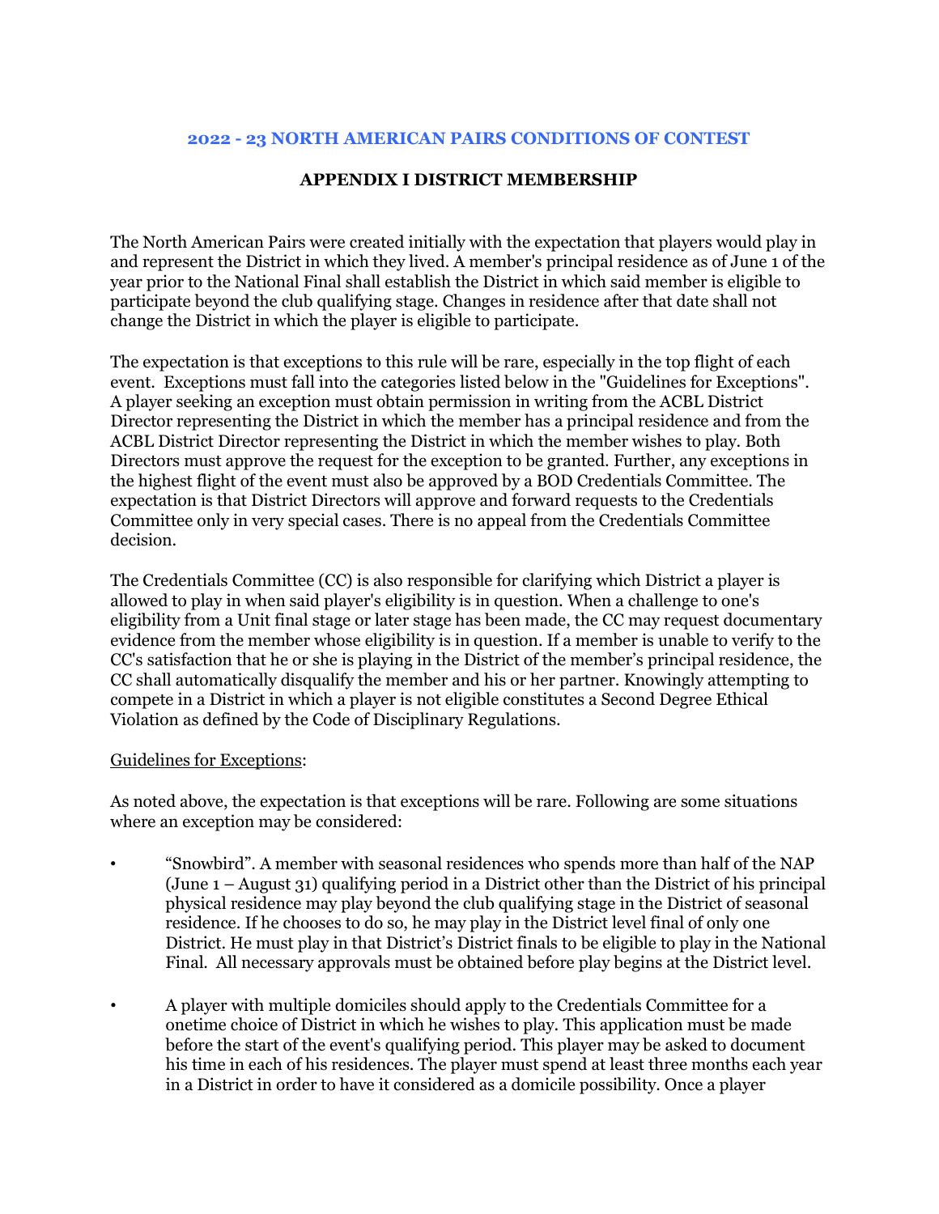## 2022 - 23 NORTH AMERICAN PAIRS CONDITIONS OF CONTEST

### APPENDIX I DISTRICT MEMBERSHIP

The North American Pairs were created initially with the expectation that players would play in and represent the District in which they lived. A member's principal residence as of June 1 of the year prior to the National Final shall establish the District in which said member is eligible to participate beyond the club qualifying stage. Changes in residence after that date shall not change the District in which the player is eligible to participate.

The expectation is that exceptions to this rule will be rare, especially in the top flight of each event. Exceptions must fall into the categories listed below in the "Guidelines for Exceptions". A player seeking an exception must obtain permission in writing from the ACBL District Director representing the District in which the member has a principal residence and from the ACBL District Director representing the District in which the member wishes to play. Both Directors must approve the request for the exception to be granted. Further, any exceptions in the highest flight of the event must also be approved by a BOD Credentials Committee. The expectation is that District Directors will approve and forward requests to the Credentials Committee only in very special cases. There is no appeal from the Credentials Committee decision.

The Credentials Committee (CC) is also responsible for clarifying which District a player is allowed to play in when said player's eligibility is in question. When a challenge to one's eligibility from a Unit final stage or later stage has been made, the CC may request documentary evidence from the member whose eligibility is in question. If a member is unable to verify to the CC's satisfaction that he or she is playing in the District of the member's principal residence, the CC shall automatically disqualify the member and his or her partner. Knowingly attempting to compete in a District in which a player is not eligible constitutes a Second Degree Ethical Violation as defined by the Code of Disciplinary Regulations.

<u>Guidelines for Exceptions</u>:

As noted above, the expectation is that exceptions will be rare. Following are some situations where an exception may be considered:

- "Snowbird". A member with seasonal residences who spends more than half of the NAP (June 1 – August 31) qualifying period in a District other than the District of his principal physical residence may play beyond the club qualifying stage in the District of seasonal residence. If he chooses to do so, he may play in the District level final of only one District. He must play in that District's District finals to be eligible to play in the National Final. All necessary approvals must be obtained before play begins at the District level.
- A player with multiple domiciles should apply to the Credentials Committee for a onetime choice of District in which he wishes to play. This application must be made before the start of the event's qualifying period. This player may be asked to document his time in each of his residences. The player must spend at least three months each year in a District in order to have it considered as a domicile possibility. Once a player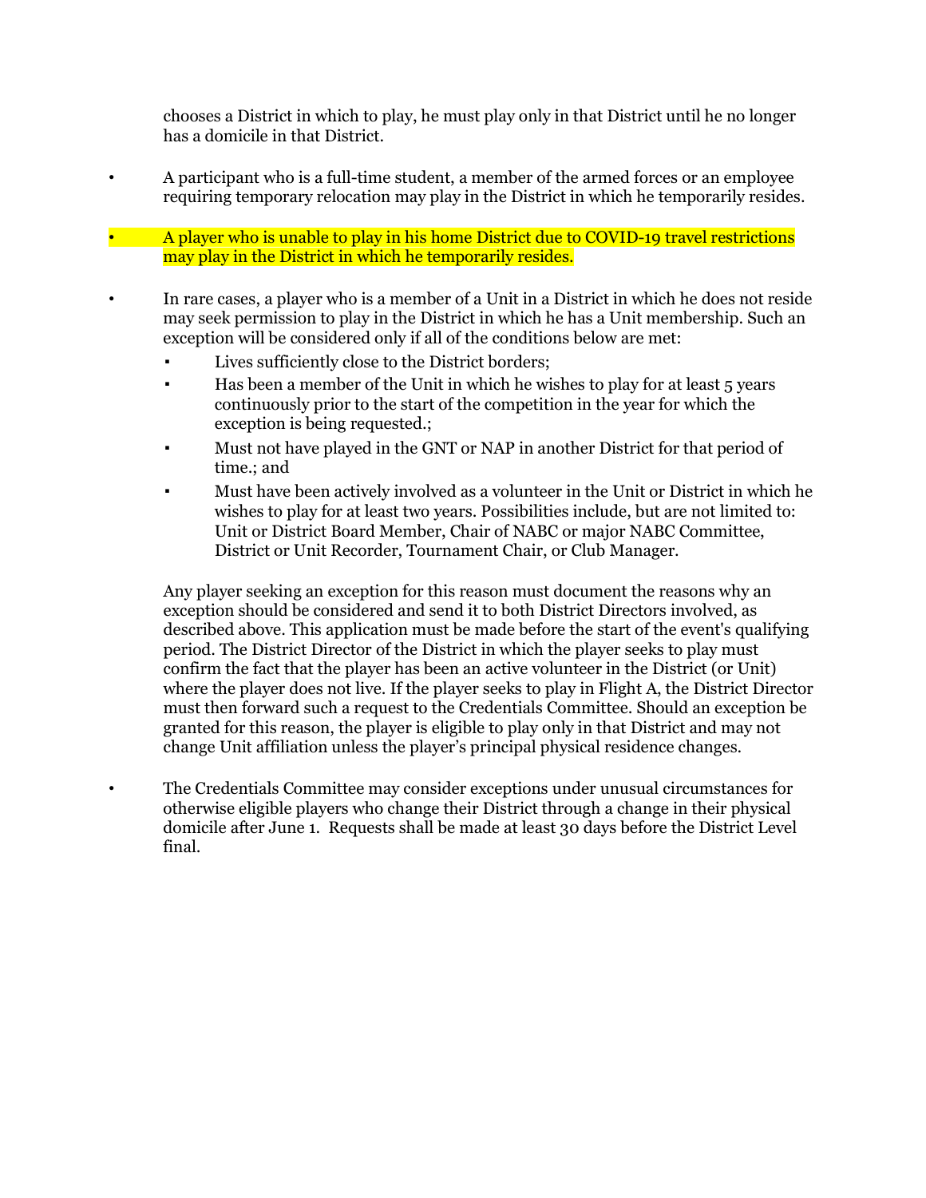chooses a District in which to play, he must play only in that District until he no longer has a domicile in that District.

- A participant who is a full-time student, a member of the armed forces or an employee requiring temporary relocation may play in the District in which he temporarily resides.

- A player who is unable to play in his home District due to COVID-19 travel restrictions may play in the District in which he temporarily resides.

- In rare cases, a player who is a member of a Unit in a District in which he does not reside may seek permission to play in the District in which he has a Unit membership. Such an exception will be considered only if all of the conditions below are met:
  - Lives sufficiently close to the District borders;
  - Has been a member of the Unit in which he wishes to play for at least 5 years continuously prior to the start of the competition in the year for which the exception is being requested.;
  - Must not have played in the GNT or NAP in another District for that period of time.; and
  - Must have been actively involved as a volunteer in the Unit or District in which he wishes to play for at least two years. Possibilities include, but are not limited to: Unit or District Board Member, Chair of NABC or major NABC Committee, District or Unit Recorder, Tournament Chair, or Club Manager.

  Any player seeking an exception for this reason must document the reasons why an exception should be considered and send it to both District Directors involved, as described above. This application must be made before the start of the event's qualifying period. The District Director of the District in which the player seeks to play must confirm the fact that the player has been an active volunteer in the District (or Unit) where the player does not live. If the player seeks to play in Flight A, the District Director must then forward such a request to the Credentials Committee. Should an exception be granted for this reason, the player is eligible to play only in that District and may not change Unit affiliation unless the player's principal physical residence changes.

- The Credentials Committee may consider exceptions under unusual circumstances for otherwise eligible players who change their District through a change in their physical domicile after June 1. Requests shall be made at least 30 days before the District Level final.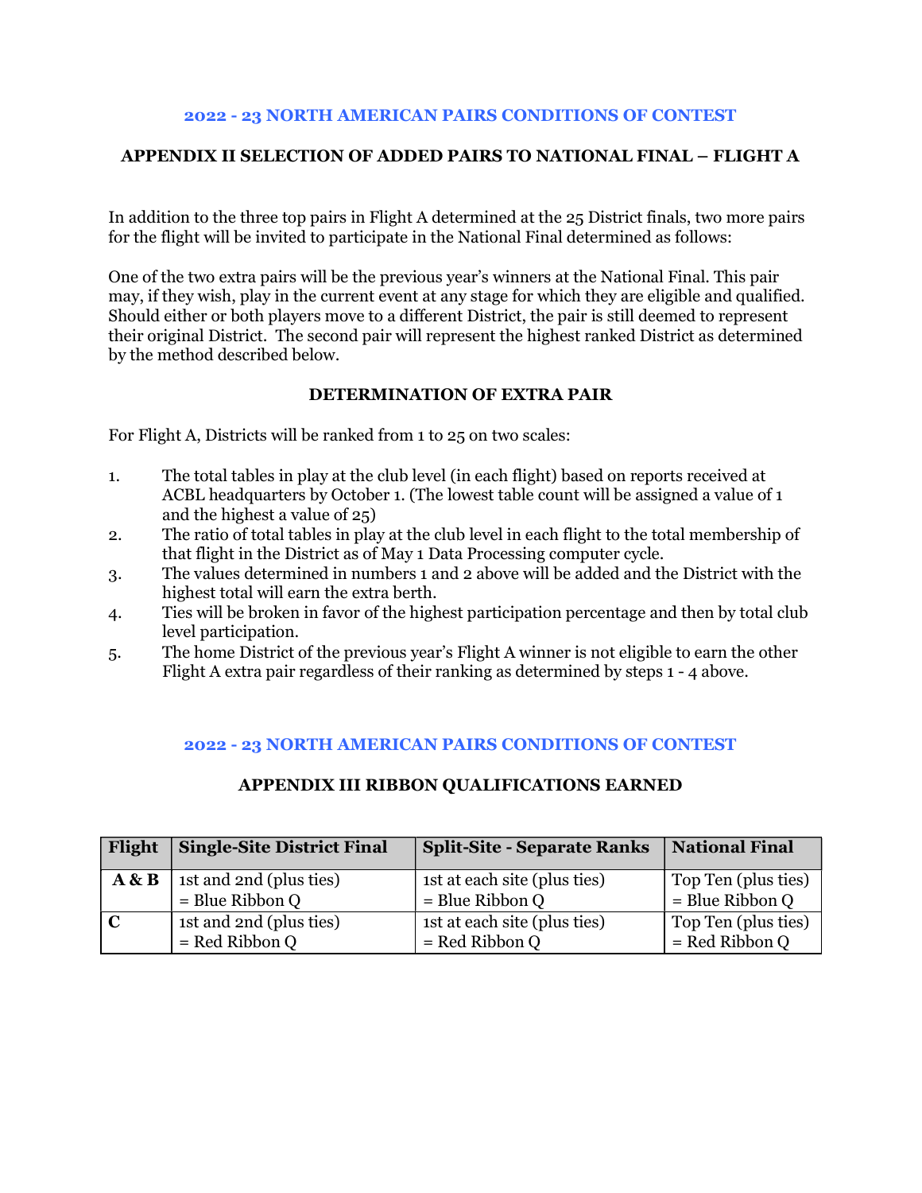## 2022 - 23 NORTH AMERICAN PAIRS CONDITIONS OF CONTEST

### APPENDIX II SELECTION OF ADDED PAIRS TO NATIONAL FINAL – FLIGHT A

In addition to the three top pairs in Flight A determined at the 25 District finals, two more pairs for the flight will be invited to participate in the National Final determined as follows:

One of the two extra pairs will be the previous year's winners at the National Final. This pair may, if they wish, play in the current event at any stage for which they are eligible and qualified. Should either or both players move to a different District, the pair is still deemed to represent their original District. The second pair will represent the highest ranked District as determined by the method described below.

### DETERMINATION OF EXTRA PAIR

For Flight A, Districts will be ranked from 1 to 25 on two scales:

1. The total tables in play at the club level (in each flight) based on reports received at ACBL headquarters by October 1. (The lowest table count will be assigned a value of 1 and the highest a value of 25)
2. The ratio of total tables in play at the club level in each flight to the total membership of that flight in the District as of May 1 Data Processing computer cycle.
3. The values determined in numbers 1 and 2 above will be added and the District with the highest total will earn the extra berth.
4. Ties will be broken in favor of the highest participation percentage and then by total club level participation.
5. The home District of the previous year's Flight A winner is not eligible to earn the other Flight A extra pair regardless of their ranking as determined by steps 1 - 4 above.

## 2022 - 23 NORTH AMERICAN PAIRS CONDITIONS OF CONTEST

### APPENDIX III RIBBON QUALIFICATIONS EARNED

| Flight | Single-Site District Final | Split-Site - Separate Ranks | National Final |
|---|---|---|---|
| A & B | 1st and 2nd (plus ties) = Blue Ribbon Q | 1st at each site (plus ties) = Blue Ribbon Q | Top Ten (plus ties) = Blue Ribbon Q |
| C | 1st and 2nd (plus ties) = Red Ribbon Q | 1st at each site (plus ties) = Red Ribbon Q | Top Ten (plus ties) = Red Ribbon Q |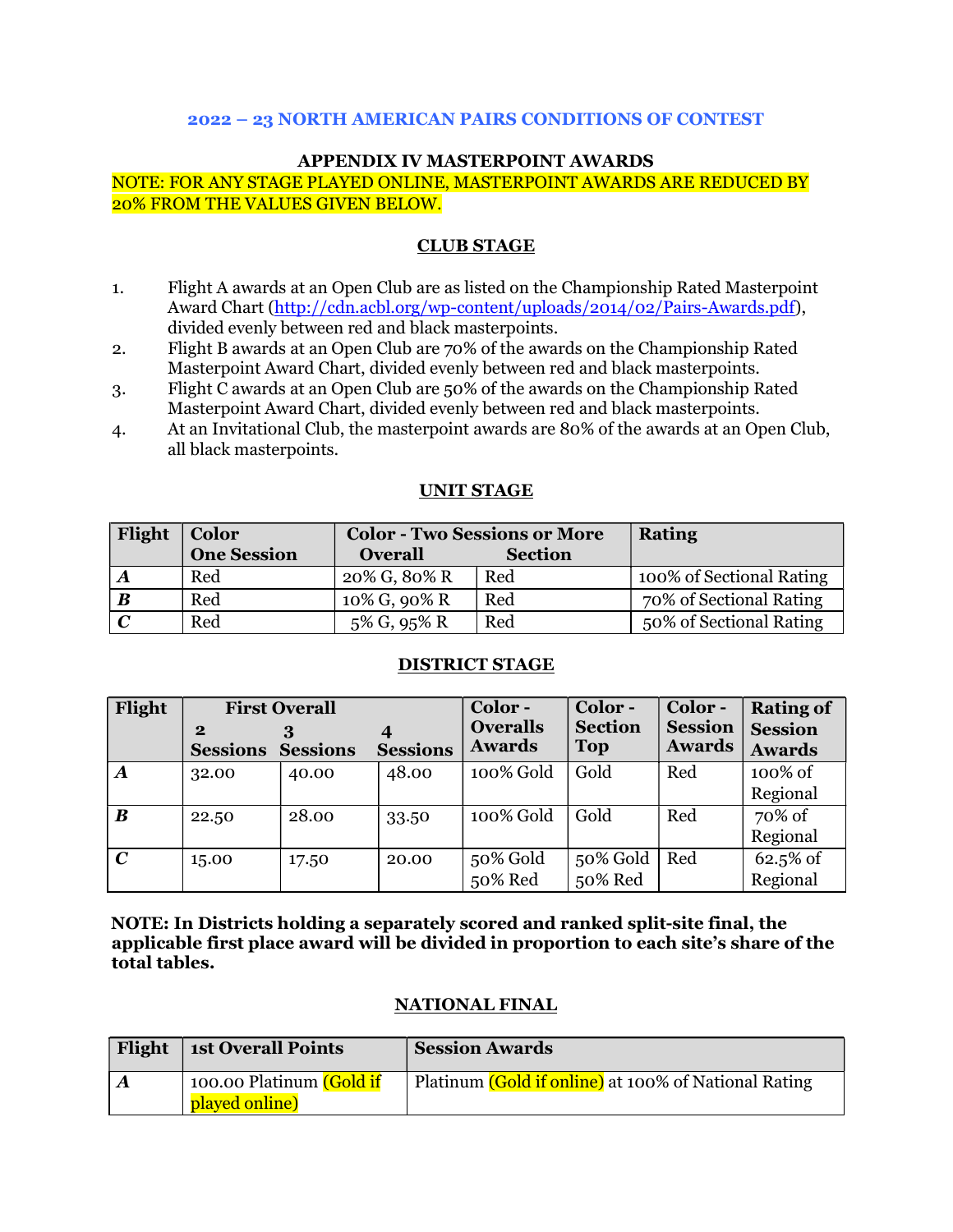## 2022 – 23 NORTH AMERICAN PAIRS CONDITIONS OF CONTEST

### APPENDIX IV MASTERPOINT AWARDS

NOTE: FOR ANY STAGE PLAYED ONLINE, MASTERPOINT AWARDS ARE REDUCED BY 20% FROM THE VALUES GIVEN BELOW.

### CLUB STAGE

1. Flight A awards at an Open Club are as listed on the Championship Rated Masterpoint Award Chart (http://cdn.acbl.org/wp-content/uploads/2014/02/Pairs-Awards.pdf), divided evenly between red and black masterpoints.
2. Flight B awards at an Open Club are 70% of the awards on the Championship Rated Masterpoint Award Chart, divided evenly between red and black masterpoints.
3. Flight C awards at an Open Club are 50% of the awards on the Championship Rated Masterpoint Award Chart, divided evenly between red and black masterpoints.
4. At an Invitational Club, the masterpoint awards are 80% of the awards at an Open Club, all black masterpoints.

### UNIT STAGE

| Flight | Color One Session | Color - Two Sessions or More Overall | Section | Rating |
|---|---|---|---|---|
| ***A*** | Red | 20% G, 80% R | Red | 100% of Sectional Rating |
| ***B*** | Red | 10% G, 90% R | Red | 70% of Sectional Rating |
| ***C*** | Red | 5% G, 95% R | Red | 50% of Sectional Rating |

### DISTRICT STAGE

| Flight | First Overall 2 Sessions | 3 Sessions | 4 Sessions | Color - Overalls Awards | Color - Section Top | Color - Session Awards | Rating of Session Awards |
|---|---|---|---|---|---|---|---|
| ***A*** | 32.00 | 40.00 | 48.00 | 100% Gold | Gold | Red | 100% of Regional |
| ***B*** | 22.50 | 28.00 | 33.50 | 100% Gold | Gold | Red | 70% of Regional |
| ***C*** | 15.00 | 17.50 | 20.00 | 50% Gold 50% Red | 50% Gold 50% Red | Red | 62.5% of Regional |

**NOTE: In Districts holding a separately scored and ranked split-site final, the applicable first place award will be divided in proportion to each site's share of the total tables.**

### NATIONAL FINAL

| Flight | 1st Overall Points | Session Awards |
|---|---|---|
| ***A*** | 100.00 Platinum (Gold if played online) | Platinum (Gold if online) at 100% of National Rating |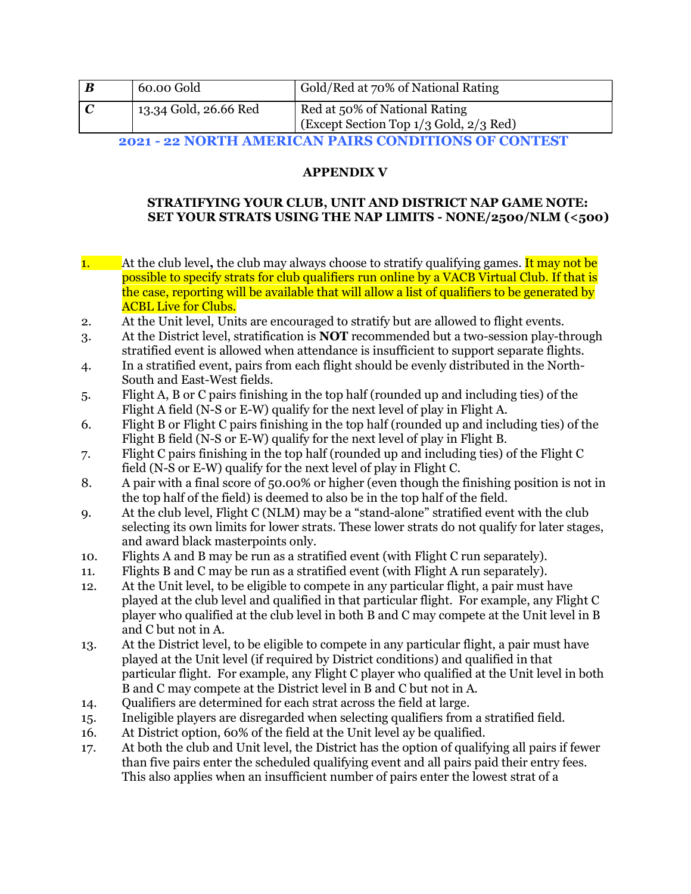| | | |
|---|---|---|
| ***B*** | 60.00 Gold | Gold/Red at 70% of National Rating |
| ***C*** | 13.34 Gold, 26.66 Red | Red at 50% of National Rating (Except Section Top 1/3 Gold, 2/3 Red) |

**2021 - 22 NORTH AMERICAN PAIRS CONDITIONS OF CONTEST**

**APPENDIX V**

**STRATIFYING YOUR CLUB, UNIT AND DISTRICT NAP GAME NOTE: SET YOUR STRATS USING THE NAP LIMITS - NONE/2500/NLM (<500)**

1. At the club level**,** the club may always choose to stratify qualifying games. It may not be possible to specify strats for club qualifiers run online by a VACB Virtual Club. If that is the case, reporting will be available that will allow a list of qualifiers to be generated by ACBL Live for Clubs.
2. At the Unit level, Units are encouraged to stratify but are allowed to flight events.
3. At the District level, stratification is **NOT** recommended but a two-session play-through stratified event is allowed when attendance is insufficient to support separate flights.
4. In a stratified event, pairs from each flight should be evenly distributed in the North-South and East-West fields.
5. Flight A, B or C pairs finishing in the top half (rounded up and including ties) of the Flight A field (N-S or E-W) qualify for the next level of play in Flight A.
6. Flight B or Flight C pairs finishing in the top half (rounded up and including ties) of the Flight B field (N-S or E-W) qualify for the next level of play in Flight B.
7. Flight C pairs finishing in the top half (rounded up and including ties) of the Flight C field (N-S or E-W) qualify for the next level of play in Flight C.
8. A pair with a final score of 50.00% or higher (even though the finishing position is not in the top half of the field) is deemed to also be in the top half of the field.
9. At the club level, Flight C (NLM) may be a "stand-alone" stratified event with the club selecting its own limits for lower strats. These lower strats do not qualify for later stages, and award black masterpoints only.
10. Flights A and B may be run as a stratified event (with Flight C run separately).
11. Flights B and C may be run as a stratified event (with Flight A run separately).
12. At the Unit level, to be eligible to compete in any particular flight, a pair must have played at the club level and qualified in that particular flight. For example, any Flight C player who qualified at the club level in both B and C may compete at the Unit level in B and C but not in A.
13. At the District level, to be eligible to compete in any particular flight, a pair must have played at the Unit level (if required by District conditions) and qualified in that particular flight. For example, any Flight C player who qualified at the Unit level in both B and C may compete at the District level in B and C but not in A.
14. Qualifiers are determined for each strat across the field at large.
15. Ineligible players are disregarded when selecting qualifiers from a stratified field.
16. At District option, 60% of the field at the Unit level ay be qualified.
17. At both the club and Unit level, the District has the option of qualifying all pairs if fewer than five pairs enter the scheduled qualifying event and all pairs paid their entry fees. This also applies when an insufficient number of pairs enter the lowest strat of a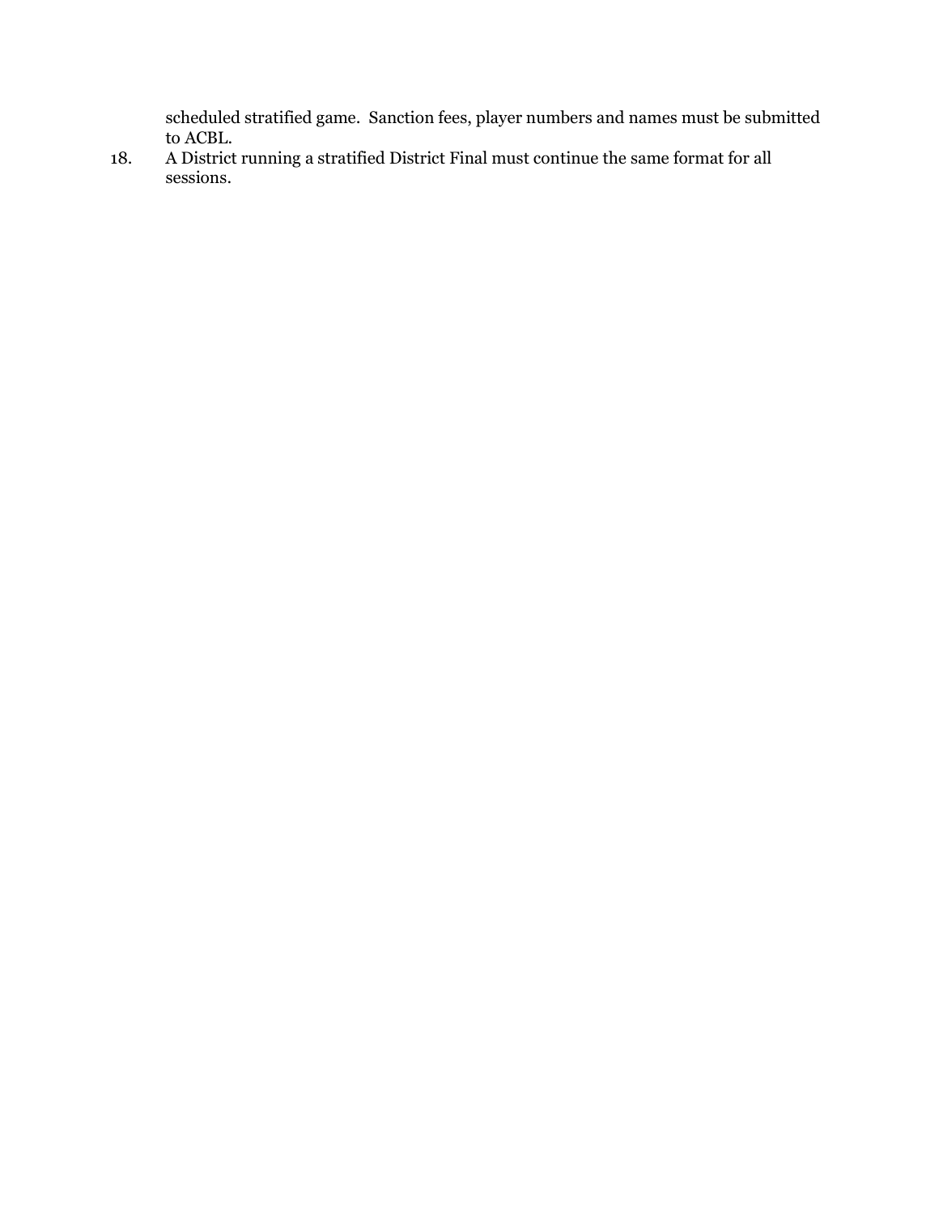scheduled stratified game. Sanction fees, player numbers and names must be submitted to ACBL.

18. A District running a stratified District Final must continue the same format for all sessions.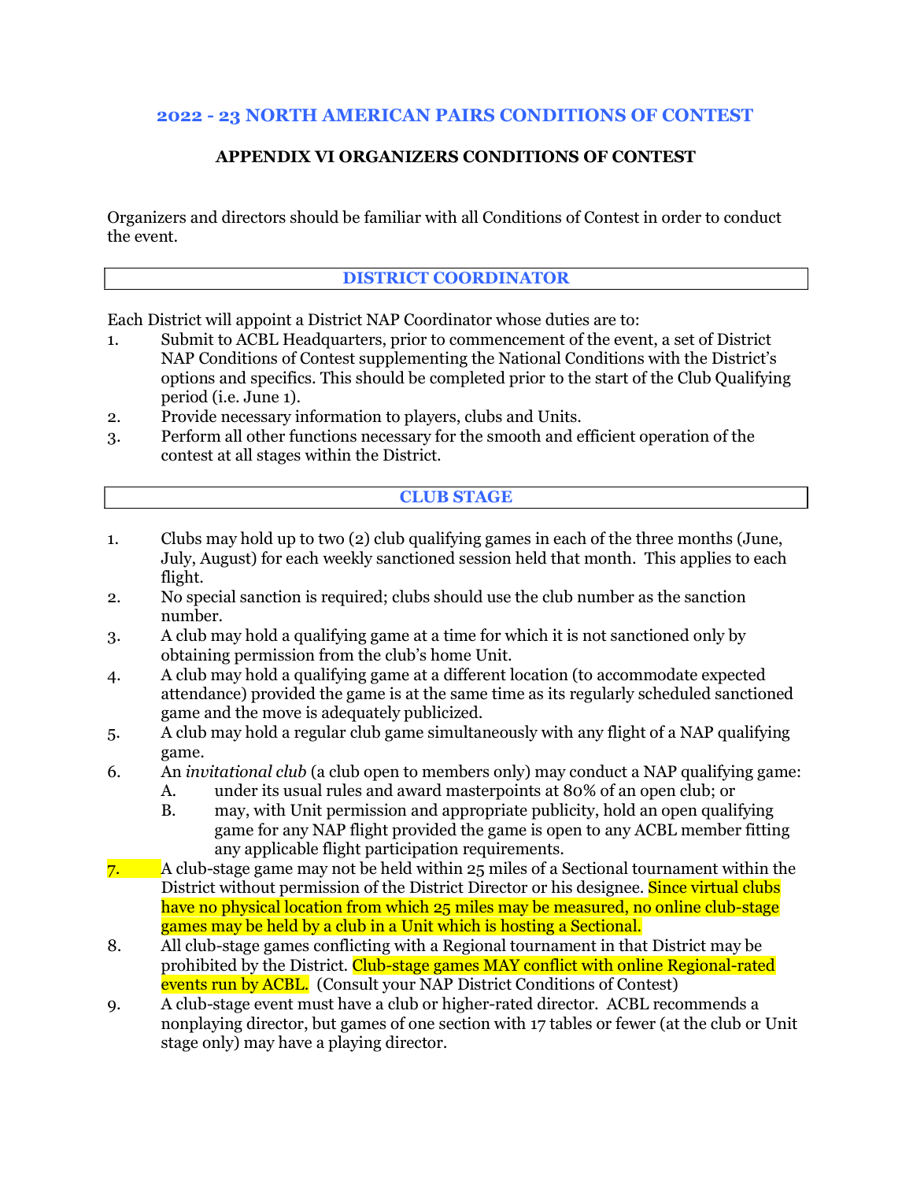## 2022 - 23 NORTH AMERICAN PAIRS CONDITIONS OF CONTEST

### APPENDIX VI ORGANIZERS CONDITIONS OF CONTEST

Organizers and directors should be familiar with all Conditions of Contest in order to conduct the event.

### DISTRICT COORDINATOR

Each District will appoint a District NAP Coordinator whose duties are to:

1. Submit to ACBL Headquarters, prior to commencement of the event, a set of District NAP Conditions of Contest supplementing the National Conditions with the District's options and specifics. This should be completed prior to the start of the Club Qualifying period (i.e. June 1).
2. Provide necessary information to players, clubs and Units.
3. Perform all other functions necessary for the smooth and efficient operation of the contest at all stages within the District.

### CLUB STAGE

1. Clubs may hold up to two (2) club qualifying games in each of the three months (June, July, August) for each weekly sanctioned session held that month. This applies to each flight.
2. No special sanction is required; clubs should use the club number as the sanction number.
3. A club may hold a qualifying game at a time for which it is not sanctioned only by obtaining permission from the club's home Unit.
4. A club may hold a qualifying game at a different location (to accommodate expected attendance) provided the game is at the same time as its regularly scheduled sanctioned game and the move is adequately publicized.
5. A club may hold a regular club game simultaneously with any flight of a NAP qualifying game.
6. An *invitational club* (a club open to members only) may conduct a NAP qualifying game:
   - A. under its usual rules and award masterpoints at 80% of an open club; or
   - B. may, with Unit permission and appropriate publicity, hold an open qualifying game for any NAP flight provided the game is open to any ACBL member fitting any applicable flight participation requirements.
7. A club-stage game may not be held within 25 miles of a Sectional tournament within the District without permission of the District Director or his designee. Since virtual clubs have no physical location from which 25 miles may be measured, no online club-stage games may be held by a club in a Unit which is hosting a Sectional.
8. All club-stage games conflicting with a Regional tournament in that District may be prohibited by the District. Club-stage games MAY conflict with online Regional-rated events run by ACBL. (Consult your NAP District Conditions of Contest)
9. A club-stage event must have a club or higher-rated director. ACBL recommends a nonplaying director, but games of one section with 17 tables or fewer (at the club or Unit stage only) may have a playing director.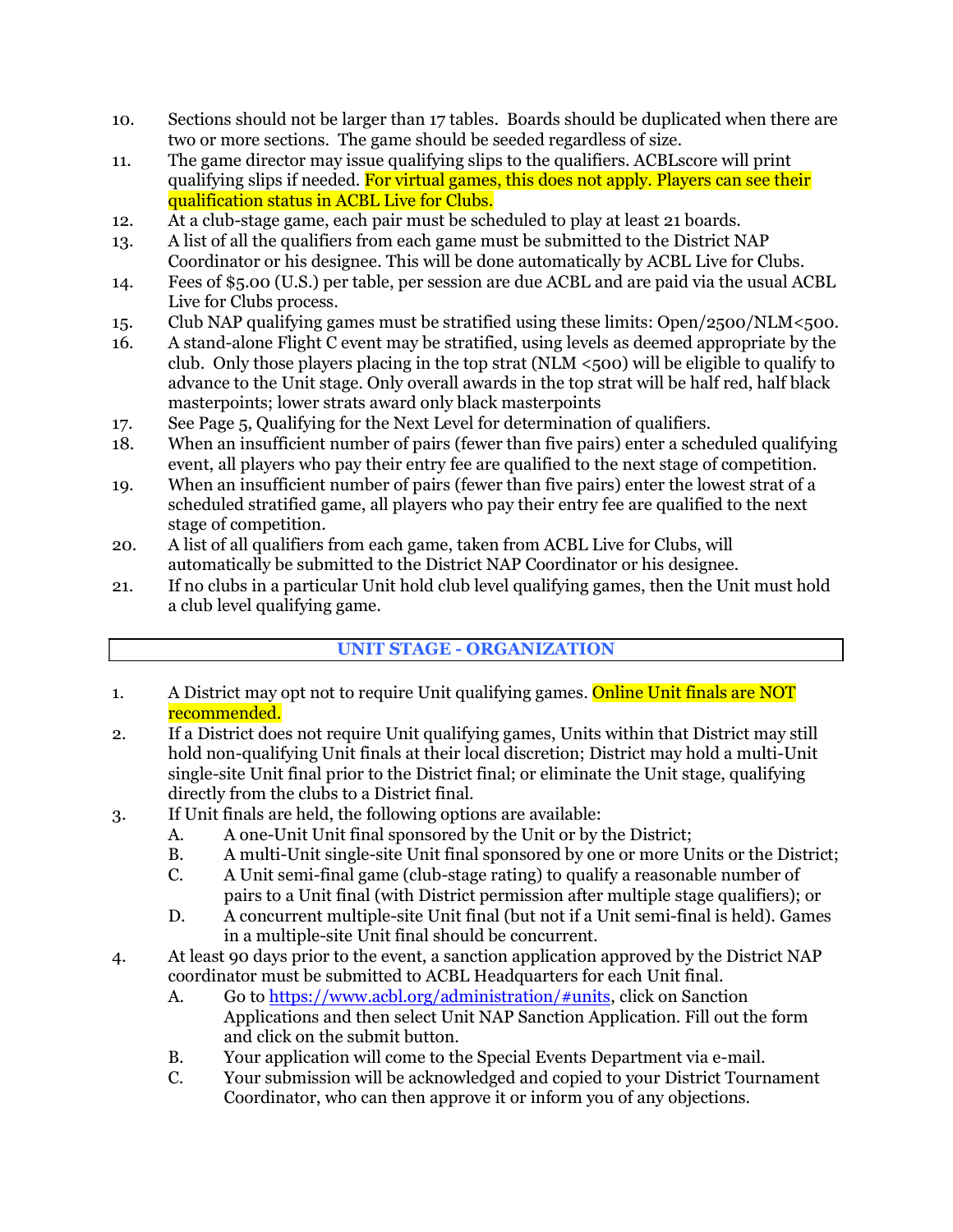10. Sections should not be larger than 17 tables. Boards should be duplicated when there are two or more sections. The game should be seeded regardless of size.
11. The game director may issue qualifying slips to the qualifiers. ACBLscore will print qualifying slips if needed. For virtual games, this does not apply. Players can see their qualification status in ACBL Live for Clubs.
12. At a club-stage game, each pair must be scheduled to play at least 21 boards.
13. A list of all the qualifiers from each game must be submitted to the District NAP Coordinator or his designee. This will be done automatically by ACBL Live for Clubs.
14. Fees of $5.00 (U.S.) per table, per session are due ACBL and are paid via the usual ACBL Live for Clubs process.
15. Club NAP qualifying games must be stratified using these limits: Open/2500/NLM<500.
16. A stand-alone Flight C event may be stratified, using levels as deemed appropriate by the club. Only those players placing in the top strat (NLM <500) will be eligible to qualify to advance to the Unit stage. Only overall awards in the top strat will be half red, half black masterpoints; lower strats award only black masterpoints
17. See Page 5, Qualifying for the Next Level for determination of qualifiers.
18. When an insufficient number of pairs (fewer than five pairs) enter a scheduled qualifying event, all players who pay their entry fee are qualified to the next stage of competition.
19. When an insufficient number of pairs (fewer than five pairs) enter the lowest strat of a scheduled stratified game, all players who pay their entry fee are qualified to the next stage of competition.
20. A list of all qualifiers from each game, taken from ACBL Live for Clubs, will automatically be submitted to the District NAP Coordinator or his designee.
21. If no clubs in a particular Unit hold club level qualifying games, then the Unit must hold a club level qualifying game.

## UNIT STAGE - ORGANIZATION

1. A District may opt not to require Unit qualifying games. Online Unit finals are NOT recommended.
2. If a District does not require Unit qualifying games, Units within that District may still hold non-qualifying Unit finals at their local discretion; District may hold a multi-Unit single-site Unit final prior to the District final; or eliminate the Unit stage, qualifying directly from the clubs to a District final.
3. If Unit finals are held, the following options are available:
   A. A one-Unit Unit final sponsored by the Unit or by the District;
   B. A multi-Unit single-site Unit final sponsored by one or more Units or the District;
   C. A Unit semi-final game (club-stage rating) to qualify a reasonable number of pairs to a Unit final (with District permission after multiple stage qualifiers); or
   D. A concurrent multiple-site Unit final (but not if a Unit semi-final is held). Games in a multiple-site Unit final should be concurrent.
4. At least 90 days prior to the event, a sanction application approved by the District NAP coordinator must be submitted to ACBL Headquarters for each Unit final.
   A. Go to https://www.acbl.org/administration/#units, click on Sanction Applications and then select Unit NAP Sanction Application. Fill out the form and click on the submit button.
   B. Your application will come to the Special Events Department via e-mail.
   C. Your submission will be acknowledged and copied to your District Tournament Coordinator, who can then approve it or inform you of any objections.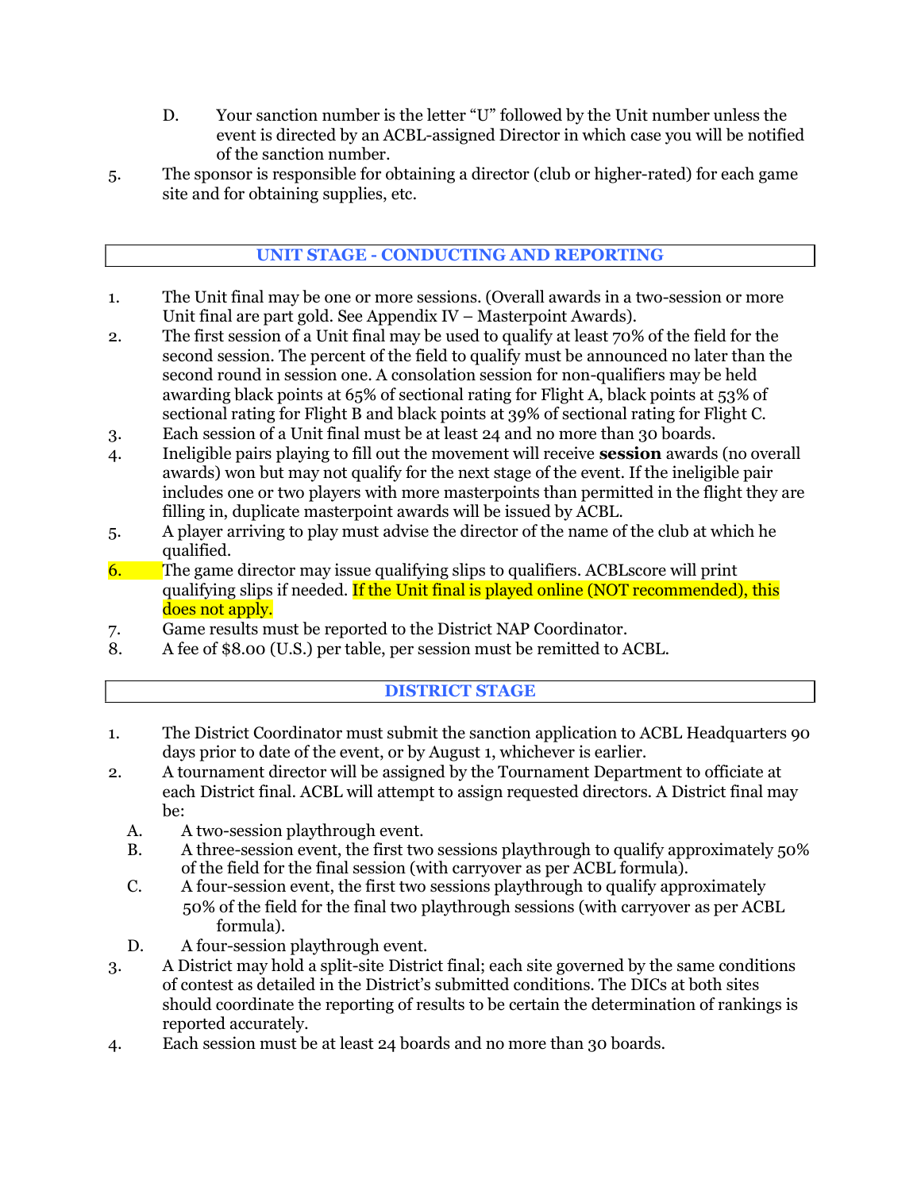D. Your sanction number is the letter “U” followed by the Unit number unless the event is directed by an ACBL-assigned Director in which case you will be notified of the sanction number.

5. The sponsor is responsible for obtaining a director (club or higher-rated) for each game site and for obtaining supplies, etc.

## UNIT STAGE - CONDUCTING AND REPORTING

1. The Unit final may be one or more sessions. (Overall awards in a two-session or more Unit final are part gold. See Appendix IV – Masterpoint Awards).
2. The first session of a Unit final may be used to qualify at least 70% of the field for the second session. The percent of the field to qualify must be announced no later than the second round in session one. A consolation session for non-qualifiers may be held awarding black points at 65% of sectional rating for Flight A, black points at 53% of sectional rating for Flight B and black points at 39% of sectional rating for Flight C.
3. Each session of a Unit final must be at least 24 and no more than 30 boards.
4. Ineligible pairs playing to fill out the movement will receive **session** awards (no overall awards) won but may not qualify for the next stage of the event. If the ineligible pair includes one or two players with more masterpoints than permitted in the flight they are filling in, duplicate masterpoint awards will be issued by ACBL.
5. A player arriving to play must advise the director of the name of the club at which he qualified.
6. The game director may issue qualifying slips to qualifiers. ACBLscore will print qualifying slips if needed. If the Unit final is played online (NOT recommended), this does not apply.
7. Game results must be reported to the District NAP Coordinator.
8. A fee of $8.00 (U.S.) per table, per session must be remitted to ACBL.

## DISTRICT STAGE

1. The District Coordinator must submit the sanction application to ACBL Headquarters 90 days prior to date of the event, or by August 1, whichever is earlier.
2. A tournament director will be assigned by the Tournament Department to officiate at each District final. ACBL will attempt to assign requested directors. A District final may be:
   A. A two-session playthrough event.
   B. A three-session event, the first two sessions playthrough to qualify approximately 50% of the field for the final session (with carryover as per ACBL formula).
   C. A four-session event, the first two sessions playthrough to qualify approximately 50% of the field for the final two playthrough sessions (with carryover as per ACBL formula).
   D. A four-session playthrough event.
3. A District may hold a split-site District final; each site governed by the same conditions of contest as detailed in the District’s submitted conditions. The DICs at both sites should coordinate the reporting of results to be certain the determination of rankings is reported accurately.
4. Each session must be at least 24 boards and no more than 30 boards.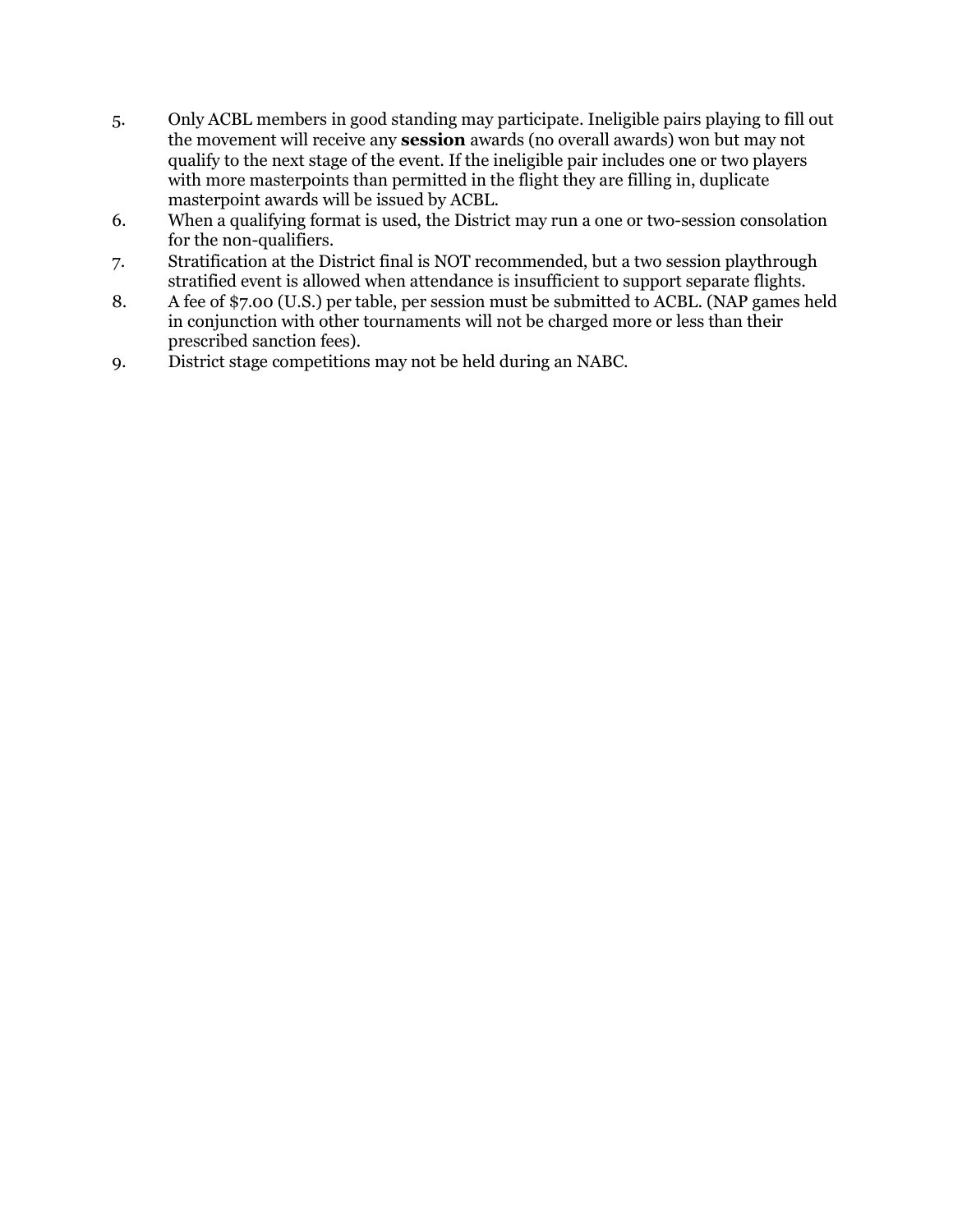5. Only ACBL members in good standing may participate. Ineligible pairs playing to fill out the movement will receive any **session** awards (no overall awards) won but may not qualify to the next stage of the event. If the ineligible pair includes one or two players with more masterpoints than permitted in the flight they are filling in, duplicate masterpoint awards will be issued by ACBL.
6. When a qualifying format is used, the District may run a one or two-session consolation for the non-qualifiers.
7. Stratification at the District final is NOT recommended, but a two session playthrough stratified event is allowed when attendance is insufficient to support separate flights.
8. A fee of $7.00 (U.S.) per table, per session must be submitted to ACBL. (NAP games held in conjunction with other tournaments will not be charged more or less than their prescribed sanction fees).
9. District stage competitions may not be held during an NABC.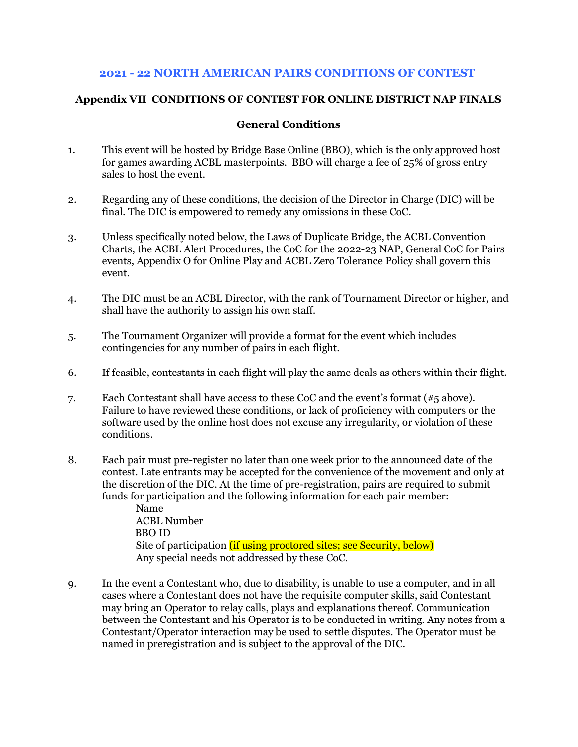## 2021 - 22 NORTH AMERICAN PAIRS CONDITIONS OF CONTEST

### Appendix VII CONDITIONS OF CONTEST FOR ONLINE DISTRICT NAP FINALS

### General Conditions

1. This event will be hosted by Bridge Base Online (BBO), which is the only approved host for games awarding ACBL masterpoints. BBO will charge a fee of 25% of gross entry sales to host the event.

2. Regarding any of these conditions, the decision of the Director in Charge (DIC) will be final. The DIC is empowered to remedy any omissions in these CoC.

3. Unless specifically noted below, the Laws of Duplicate Bridge, the ACBL Convention Charts, the ACBL Alert Procedures, the CoC for the 2022-23 NAP, General CoC for Pairs events, Appendix O for Online Play and ACBL Zero Tolerance Policy shall govern this event.

4. The DIC must be an ACBL Director, with the rank of Tournament Director or higher, and shall have the authority to assign his own staff.

5. The Tournament Organizer will provide a format for the event which includes contingencies for any number of pairs in each flight.

6. If feasible, contestants in each flight will play the same deals as others within their flight.

7. Each Contestant shall have access to these CoC and the event's format (#5 above). Failure to have reviewed these conditions, or lack of proficiency with computers or the software used by the online host does not excuse any irregularity, or violation of these conditions.

8. Each pair must pre-register no later than one week prior to the announced date of the contest. Late entrants may be accepted for the convenience of the movement and only at the discretion of the DIC. At the time of pre-registration, pairs are required to submit funds for participation and the following information for each pair member:
   - Name
   - ACBL Number
   - BBO ID
   - Site of participation (if using proctored sites; see Security, below)
   - Any special needs not addressed by these CoC.

9. In the event a Contestant who, due to disability, is unable to use a computer, and in all cases where a Contestant does not have the requisite computer skills, said Contestant may bring an Operator to relay calls, plays and explanations thereof. Communication between the Contestant and his Operator is to be conducted in writing. Any notes from a Contestant/Operator interaction may be used to settle disputes. The Operator must be named in preregistration and is subject to the approval of the DIC.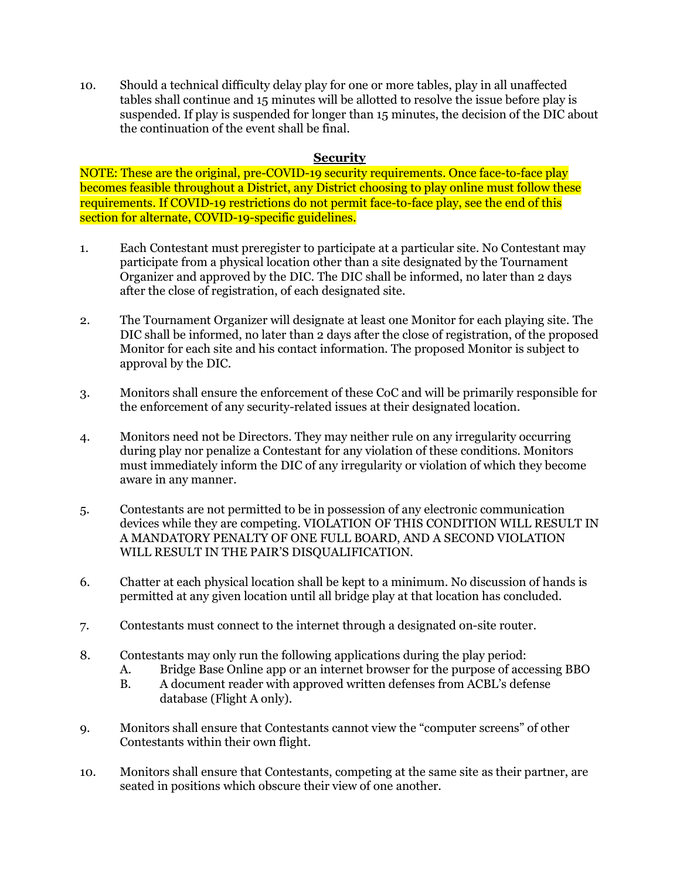10. Should a technical difficulty delay play for one or more tables, play in all unaffected tables shall continue and 15 minutes will be allotted to resolve the issue before play is suspended. If play is suspended for longer than 15 minutes, the decision of the DIC about the continuation of the event shall be final.

## **Security**

NOTE: These are the original, pre-COVID-19 security requirements. Once face-to-face play becomes feasible throughout a District, any District choosing to play online must follow these requirements. If COVID-19 restrictions do not permit face-to-face play, see the end of this section for alternate, COVID-19-specific guidelines.

1. Each Contestant must preregister to participate at a particular site. No Contestant may participate from a physical location other than a site designated by the Tournament Organizer and approved by the DIC. The DIC shall be informed, no later than 2 days after the close of registration, of each designated site.

2. The Tournament Organizer will designate at least one Monitor for each playing site. The DIC shall be informed, no later than 2 days after the close of registration, of the proposed Monitor for each site and his contact information. The proposed Monitor is subject to approval by the DIC.

3. Monitors shall ensure the enforcement of these CoC and will be primarily responsible for the enforcement of any security-related issues at their designated location.

4. Monitors need not be Directors. They may neither rule on any irregularity occurring during play nor penalize a Contestant for any violation of these conditions. Monitors must immediately inform the DIC of any irregularity or violation of which they become aware in any manner.

5. Contestants are not permitted to be in possession of any electronic communication devices while they are competing. VIOLATION OF THIS CONDITION WILL RESULT IN A MANDATORY PENALTY OF ONE FULL BOARD, AND A SECOND VIOLATION WILL RESULT IN THE PAIR'S DISQUALIFICATION.

6. Chatter at each physical location shall be kept to a minimum. No discussion of hands is permitted at any given location until all bridge play at that location has concluded.

7. Contestants must connect to the internet through a designated on-site router.

8. Contestants may only run the following applications during the play period:
   - A. Bridge Base Online app or an internet browser for the purpose of accessing BBO
   - B. A document reader with approved written defenses from ACBL's defense database (Flight A only).

9. Monitors shall ensure that Contestants cannot view the "computer screens" of other Contestants within their own flight.

10. Monitors shall ensure that Contestants, competing at the same site as their partner, are seated in positions which obscure their view of one another.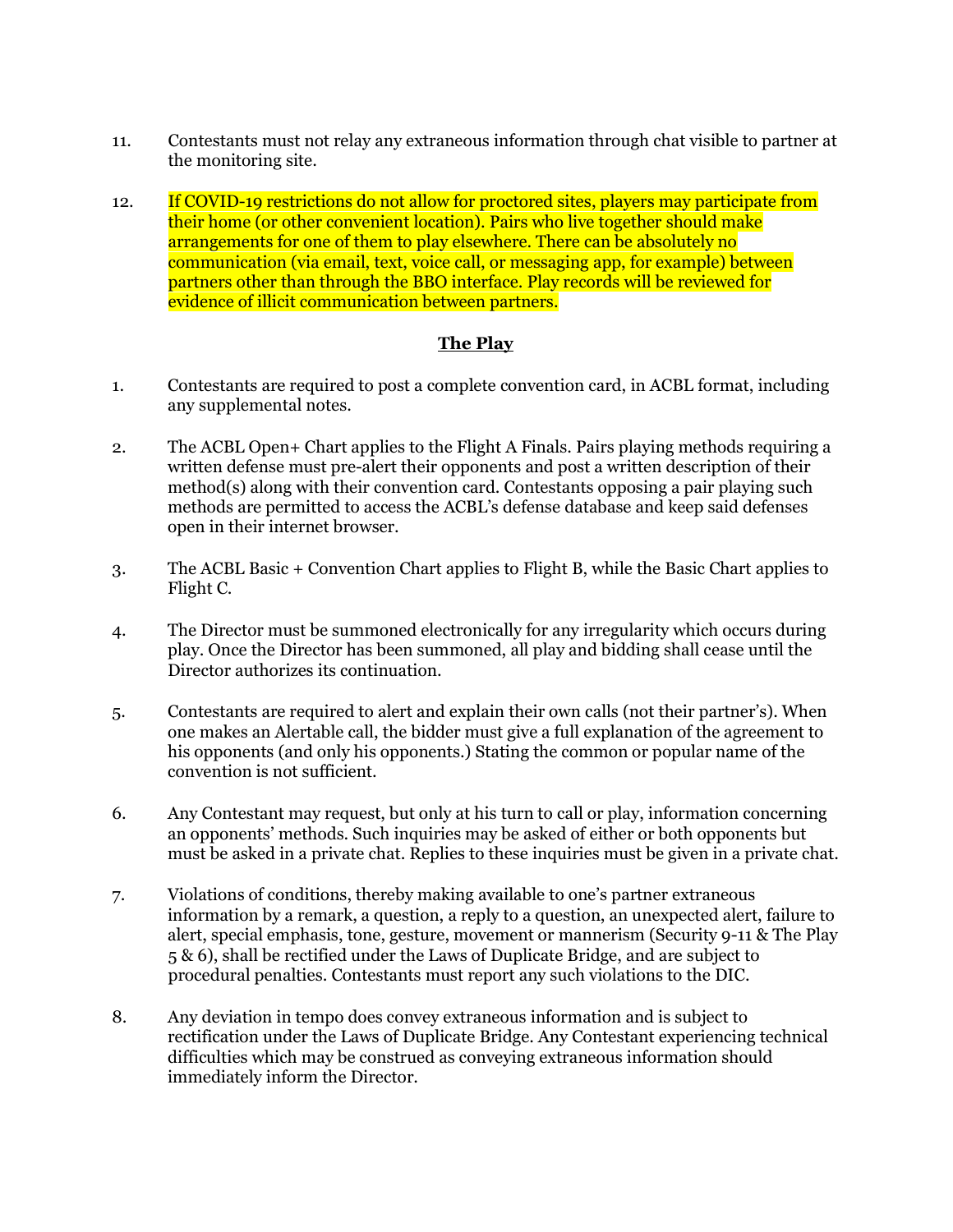11. Contestants must not relay any extraneous information through chat visible to partner at the monitoring site.

12. If COVID-19 restrictions do not allow for proctored sites, players may participate from their home (or other convenient location). Pairs who live together should make arrangements for one of them to play elsewhere. There can be absolutely no communication (via email, text, voice call, or messaging app, for example) between partners other than through the BBO interface. Play records will be reviewed for evidence of illicit communication between partners.

## The Play

1. Contestants are required to post a complete convention card, in ACBL format, including any supplemental notes.

2. The ACBL Open+ Chart applies to the Flight A Finals. Pairs playing methods requiring a written defense must pre-alert their opponents and post a written description of their method(s) along with their convention card. Contestants opposing a pair playing such methods are permitted to access the ACBL's defense database and keep said defenses open in their internet browser.

3. The ACBL Basic + Convention Chart applies to Flight B, while the Basic Chart applies to Flight C.

4. The Director must be summoned electronically for any irregularity which occurs during play. Once the Director has been summoned, all play and bidding shall cease until the Director authorizes its continuation.

5. Contestants are required to alert and explain their own calls (not their partner's). When one makes an Alertable call, the bidder must give a full explanation of the agreement to his opponents (and only his opponents.) Stating the common or popular name of the convention is not sufficient.

6. Any Contestant may request, but only at his turn to call or play, information concerning an opponents' methods. Such inquiries may be asked of either or both opponents but must be asked in a private chat. Replies to these inquiries must be given in a private chat.

7. Violations of conditions, thereby making available to one's partner extraneous information by a remark, a question, a reply to a question, an unexpected alert, failure to alert, special emphasis, tone, gesture, movement or mannerism (Security 9-11 & The Play 5 & 6), shall be rectified under the Laws of Duplicate Bridge, and are subject to procedural penalties. Contestants must report any such violations to the DIC.

8. Any deviation in tempo does convey extraneous information and is subject to rectification under the Laws of Duplicate Bridge. Any Contestant experiencing technical difficulties which may be construed as conveying extraneous information should immediately inform the Director.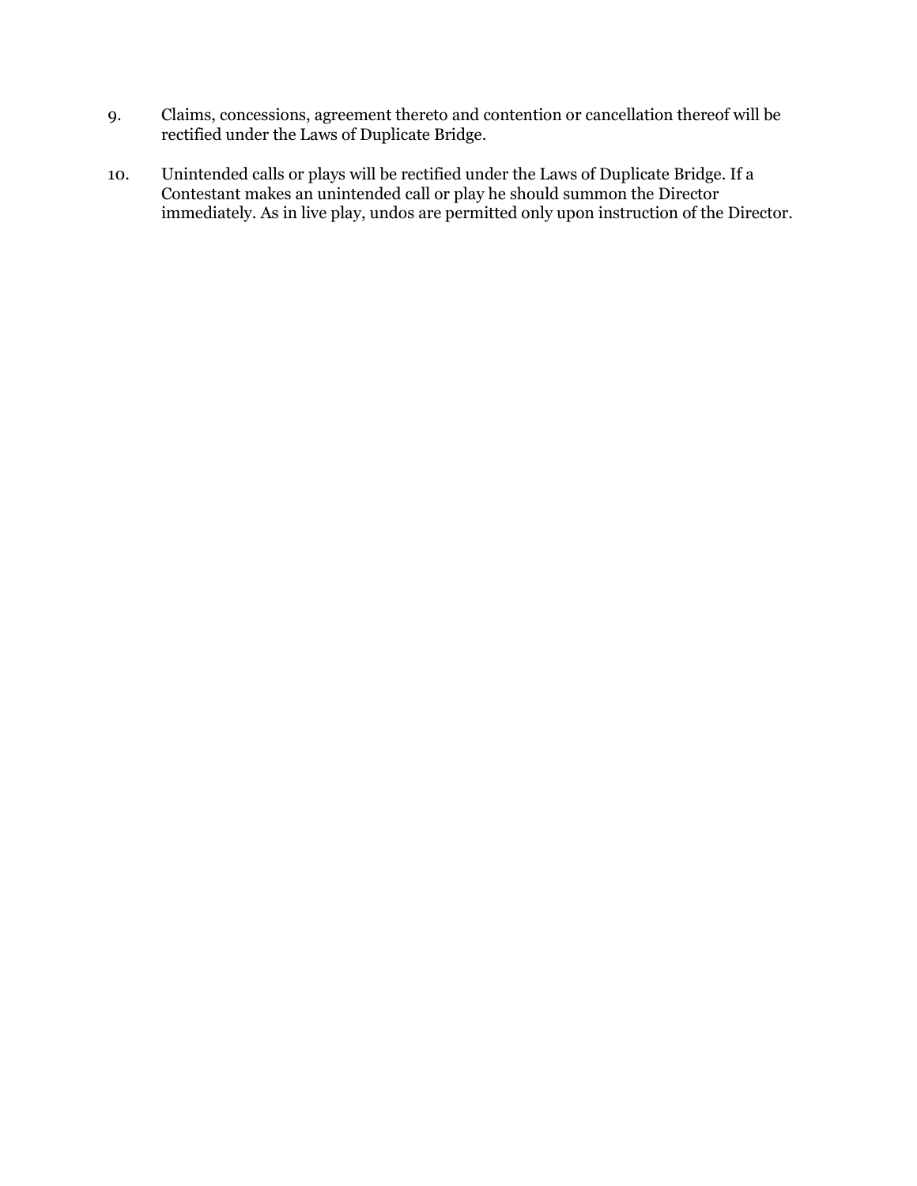9. Claims, concessions, agreement thereto and contention or cancellation thereof will be rectified under the Laws of Duplicate Bridge.

10. Unintended calls or plays will be rectified under the Laws of Duplicate Bridge. If a Contestant makes an unintended call or play he should summon the Director immediately. As in live play, undos are permitted only upon instruction of the Director.